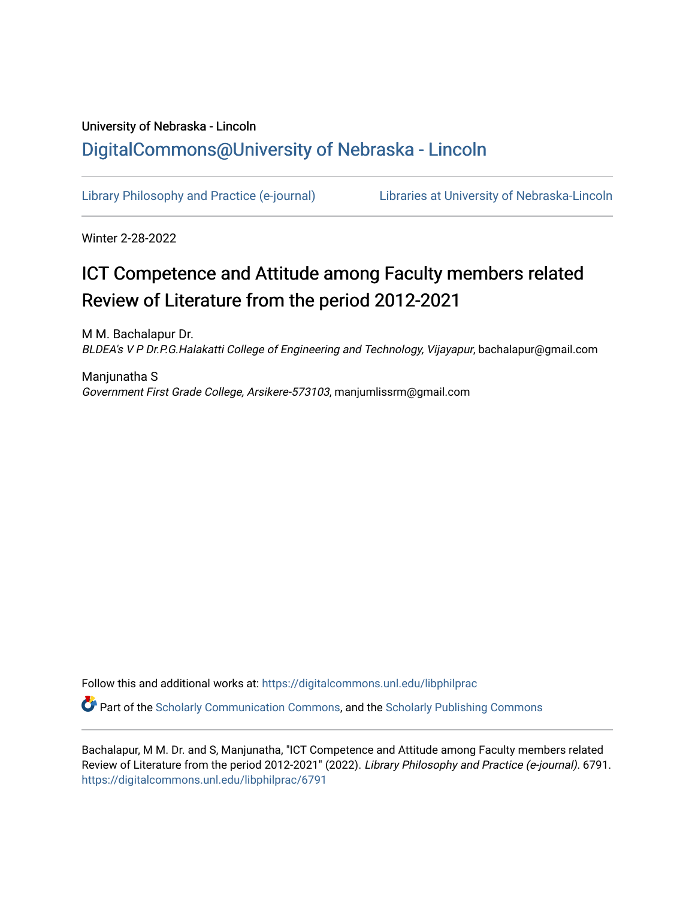University of Nebraska - Lincoln

# DigitalCommons@University of Nebraska - Lincoln

Library Philosophy and Practice (e-journal) Libraries at University of Nebraska-Lincoln

Winter 2-28-2022

## ICT Competence and Attitude among Faculty members related Review of Literature from the period 2012-2021

M M. Bachalapur Dr.
*BLDEA's V P Dr.P.G.Halakatti College of Engineering and Technology, Vijayapur*, bachalapur@gmail.com

Manjunatha S
*Government First Grade College, Arsikere-573103*, manjumlissrm@gmail.com

Follow this and additional works at: https://digitalcommons.unl.edu/libphilprac

Part of the Scholarly Communication Commons, and the Scholarly Publishing Commons

Bachalapur, M M. Dr. and S, Manjunatha, "ICT Competence and Attitude among Faculty members related Review of Literature from the period 2012-2021" (2022). *Library Philosophy and Practice (e-journal)*. 6791.
https://digitalcommons.unl.edu/libphilprac/6791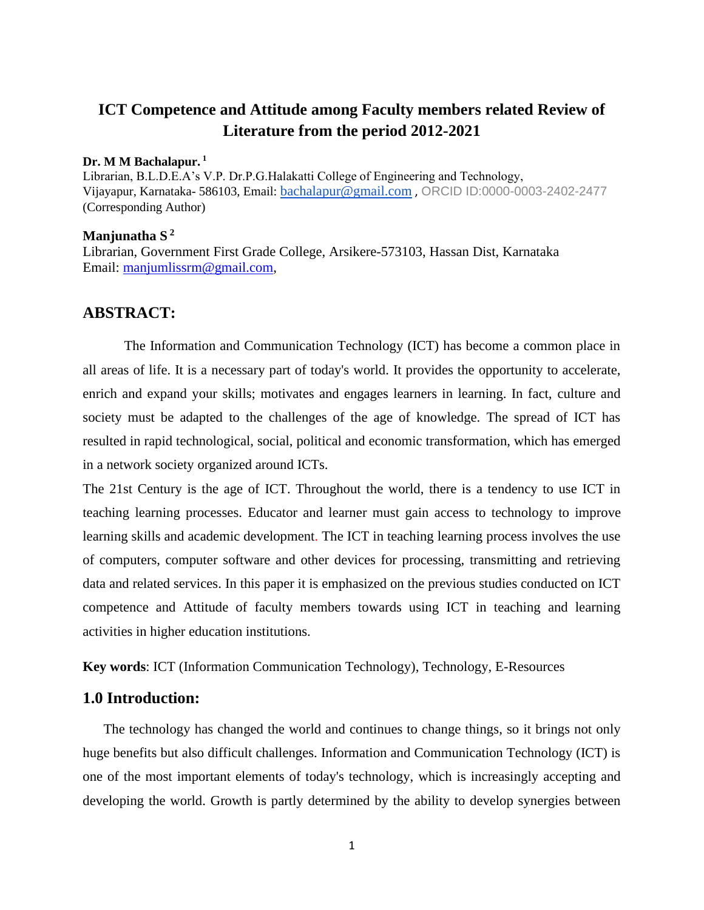# ICT Competence and Attitude among Faculty members related Review of Literature from the period 2012-2021

**Dr. M M Bachalapur.** [1]
Librarian, B.L.D.E.A's V.P. Dr.P.G.Halakatti College of Engineering and Technology, Vijayapur, Karnataka- 586103, Email: bachalapur@gmail.com , ORCID ID:0000-0003-2402-2477 (Corresponding Author)

**Manjunatha S** [2]
Librarian, Government First Grade College, Arsikere-573103, Hassan Dist, Karnataka
Email: manjumlissrm@gmail.com,

## ABSTRACT:

The Information and Communication Technology (ICT) has become a common place in all areas of life. It is a necessary part of today's world. It provides the opportunity to accelerate, enrich and expand your skills; motivates and engages learners in learning. In fact, culture and society must be adapted to the challenges of the age of knowledge. The spread of ICT has resulted in rapid technological, social, political and economic transformation, which has emerged in a network society organized around ICTs.

The 21st Century is the age of ICT. Throughout the world, there is a tendency to use ICT in teaching learning processes. Educator and learner must gain access to technology to improve learning skills and academic development. The ICT in teaching learning process involves the use of computers, computer software and other devices for processing, transmitting and retrieving data and related services. In this paper it is emphasized on the previous studies conducted on ICT competence and Attitude of faculty members towards using ICT in teaching and learning activities in higher education institutions.

**Key words**: ICT (Information Communication Technology), Technology, E-Resources

## 1.0 Introduction:

The technology has changed the world and continues to change things, so it brings not only huge benefits but also difficult challenges. Information and Communication Technology (ICT) is one of the most important elements of today's technology, which is increasingly accepting and developing the world. Growth is partly determined by the ability to develop synergies between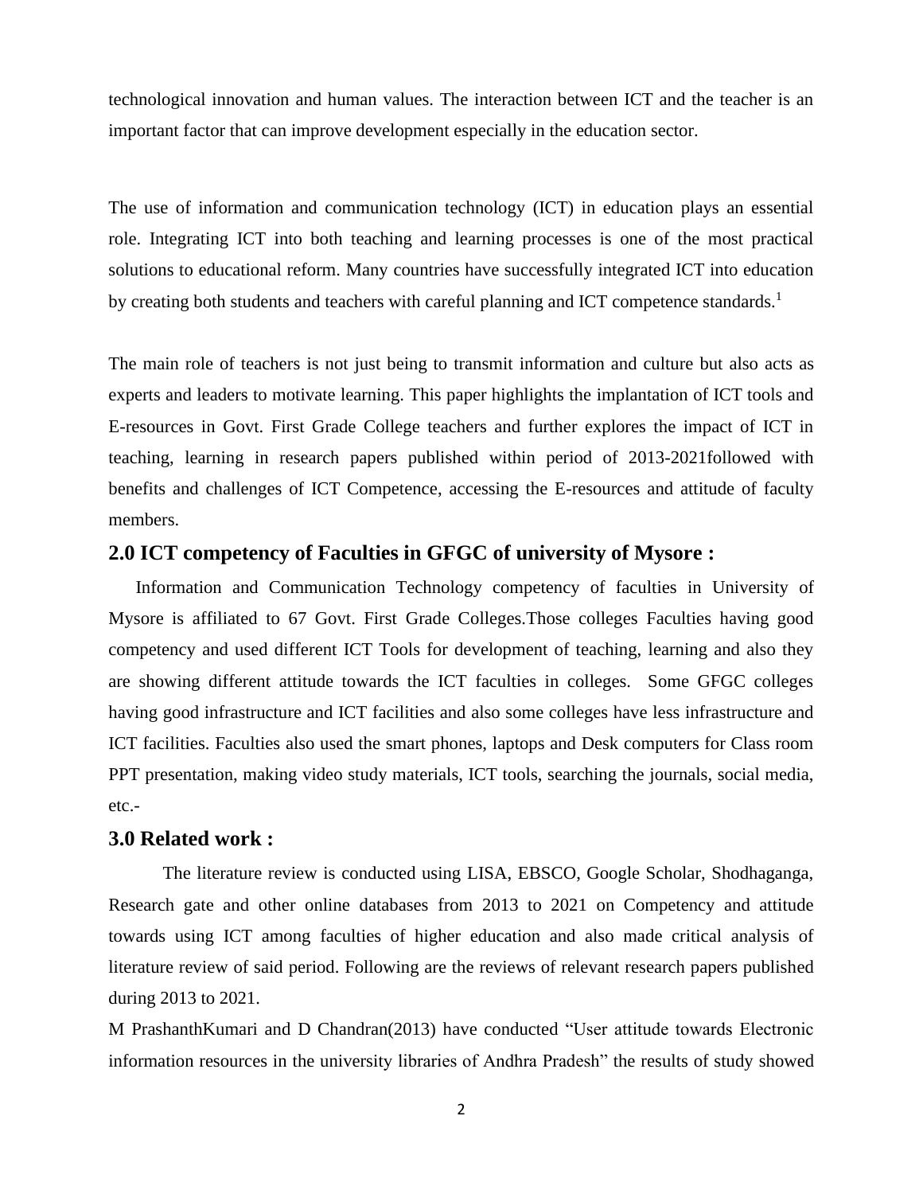technological innovation and human values. The interaction between ICT and the teacher is an important factor that can improve development especially in the education sector.

The use of information and communication technology (ICT) in education plays an essential role. Integrating ICT into both teaching and learning processes is one of the most practical solutions to educational reform. Many countries have successfully integrated ICT into education by creating both students and teachers with careful planning and ICT competence standards.[1]

The main role of teachers is not just being to transmit information and culture but also acts as experts and leaders to motivate learning. This paper highlights the implantation of ICT tools and E-resources in Govt. First Grade College teachers and further explores the impact of ICT in teaching, learning in research papers published within period of 2013-2021followed with benefits and challenges of ICT Competence, accessing the E-resources and attitude of faculty members.

## 2.0 ICT competency of Faculties in GFGC of university of Mysore :

Information and Communication Technology competency of faculties in University of Mysore is affiliated to 67 Govt. First Grade Colleges.Those colleges Faculties having good competency and used different ICT Tools for development of teaching, learning and also they are showing different attitude towards the ICT faculties in colleges. Some GFGC colleges having good infrastructure and ICT facilities and also some colleges have less infrastructure and ICT facilities. Faculties also used the smart phones, laptops and Desk computers for Class room PPT presentation, making video study materials, ICT tools, searching the journals, social media, etc.-

## 3.0 Related work :

The literature review is conducted using LISA, EBSCO, Google Scholar, Shodhaganga, Research gate and other online databases from 2013 to 2021 on Competency and attitude towards using ICT among faculties of higher education and also made critical analysis of literature review of said period. Following are the reviews of relevant research papers published during 2013 to 2021.

M PrashanthKumari and D Chandran(2013) have conducted "User attitude towards Electronic information resources in the university libraries of Andhra Pradesh" the results of study showed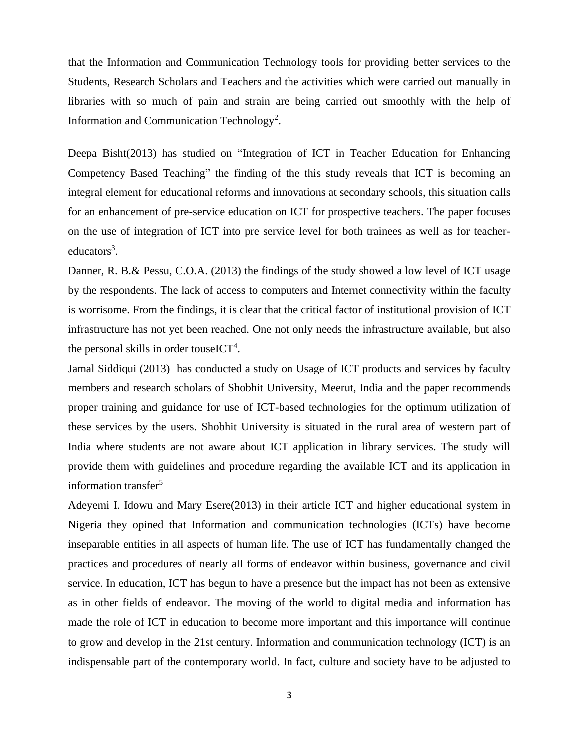that the Information and Communication Technology tools for providing better services to the Students, Research Scholars and Teachers and the activities which were carried out manually in libraries with so much of pain and strain are being carried out smoothly with the help of Information and Communication Technology[2].

Deepa Bisht(2013) has studied on "Integration of ICT in Teacher Education for Enhancing Competency Based Teaching" the finding of the this study reveals that ICT is becoming an integral element for educational reforms and innovations at secondary schools, this situation calls for an enhancement of pre-service education on ICT for prospective teachers. The paper focuses on the use of integration of ICT into pre service level for both trainees as well as for teacher-educators[3].

Danner, R. B.& Pessu, C.O.A. (2013) the findings of the study showed a low level of ICT usage by the respondents. The lack of access to computers and Internet connectivity within the faculty is worrisome. From the findings, it is clear that the critical factor of institutional provision of ICT infrastructure has not yet been reached. One not only needs the infrastructure available, but also the personal skills in order touseICT[4].

Jamal Siddiqui (2013) has conducted a study on Usage of ICT products and services by faculty members and research scholars of Shobhit University, Meerut, India and the paper recommends proper training and guidance for use of ICT-based technologies for the optimum utilization of these services by the users. Shobhit University is situated in the rural area of western part of India where students are not aware about ICT application in library services. The study will provide them with guidelines and procedure regarding the available ICT and its application in information transfer[5]

Adeyemi I. Idowu and Mary Esere(2013) in their article ICT and higher educational system in Nigeria they opined that Information and communication technologies (ICTs) have become inseparable entities in all aspects of human life. The use of ICT has fundamentally changed the practices and procedures of nearly all forms of endeavor within business, governance and civil service. In education, ICT has begun to have a presence but the impact has not been as extensive as in other fields of endeavor. The moving of the world to digital media and information has made the role of ICT in education to become more important and this importance will continue to grow and develop in the 21st century. Information and communication technology (ICT) is an indispensable part of the contemporary world. In fact, culture and society have to be adjusted to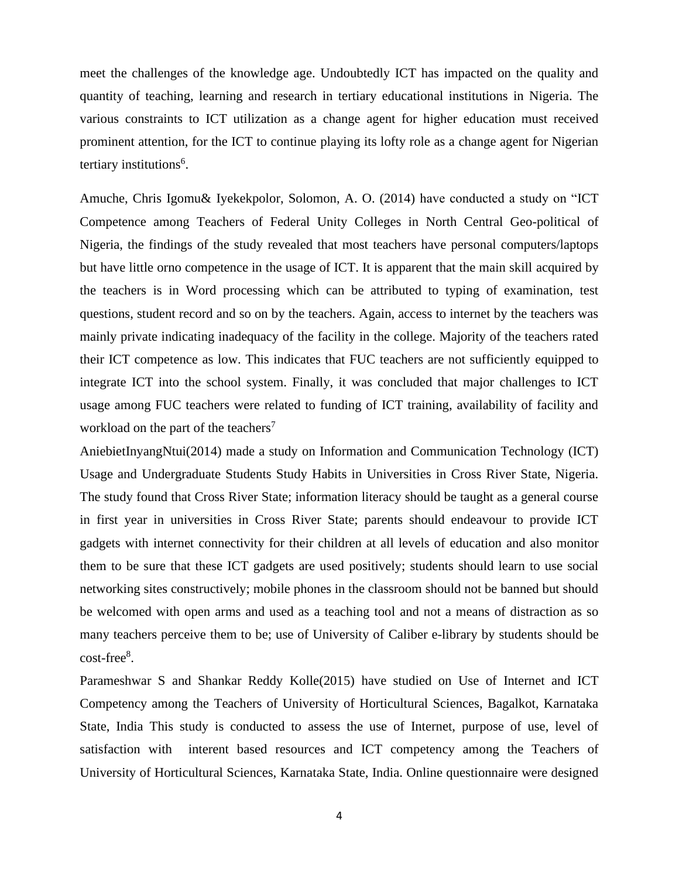meet the challenges of the knowledge age. Undoubtedly ICT has impacted on the quality and quantity of teaching, learning and research in tertiary educational institutions in Nigeria. The various constraints to ICT utilization as a change agent for higher education must received prominent attention, for the ICT to continue playing its lofty role as a change agent for Nigerian tertiary institutions[6].

Amuche, Chris Igomu& Iyekekpolor, Solomon, A. O. (2014) have conducted a study on "ICT Competence among Teachers of Federal Unity Colleges in North Central Geo-political of Nigeria, the findings of the study revealed that most teachers have personal computers/laptops but have little orno competence in the usage of ICT. It is apparent that the main skill acquired by the teachers is in Word processing which can be attributed to typing of examination, test questions, student record and so on by the teachers. Again, access to internet by the teachers was mainly private indicating inadequacy of the facility in the college. Majority of the teachers rated their ICT competence as low. This indicates that FUC teachers are not sufficiently equipped to integrate ICT into the school system. Finally, it was concluded that major challenges to ICT usage among FUC teachers were related to funding of ICT training, availability of facility and workload on the part of the teachers[7]

AniebietInyangNtui(2014) made a study on Information and Communication Technology (ICT) Usage and Undergraduate Students Study Habits in Universities in Cross River State, Nigeria. The study found that Cross River State; information literacy should be taught as a general course in first year in universities in Cross River State; parents should endeavour to provide ICT gadgets with internet connectivity for their children at all levels of education and also monitor them to be sure that these ICT gadgets are used positively; students should learn to use social networking sites constructively; mobile phones in the classroom should not be banned but should be welcomed with open arms and used as a teaching tool and not a means of distraction as so many teachers perceive them to be; use of University of Caliber e-library by students should be cost-free[8].

Parameshwar S and Shankar Reddy Kolle(2015) have studied on Use of Internet and ICT Competency among the Teachers of University of Horticultural Sciences, Bagalkot, Karnataka State, India This study is conducted to assess the use of Internet, purpose of use, level of satisfaction with interent based resources and ICT competency among the Teachers of University of Horticultural Sciences, Karnataka State, India. Online questionnaire were designed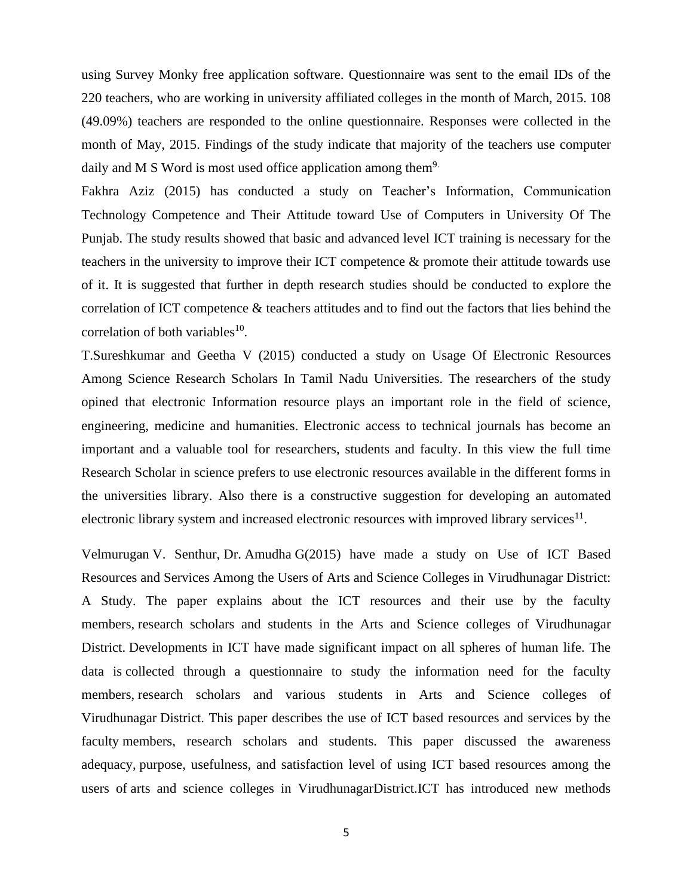using Survey Monky free application software. Questionnaire was sent to the email IDs of the 220 teachers, who are working in university affiliated colleges in the month of March, 2015. 108 (49.09%) teachers are responded to the online questionnaire. Responses were collected in the month of May, 2015. Findings of the study indicate that majority of the teachers use computer daily and M S Word is most used office application among them[9].

Fakhra Aziz (2015) has conducted a study on Teacher's Information, Communication Technology Competence and Their Attitude toward Use of Computers in University Of The Punjab. The study results showed that basic and advanced level ICT training is necessary for the teachers in the university to improve their ICT competence & promote their attitude towards use of it. It is suggested that further in depth research studies should be conducted to explore the correlation of ICT competence & teachers attitudes and to find out the factors that lies behind the correlation of both variables[10].

T.Sureshkumar and Geetha V (2015) conducted a study on Usage Of Electronic Resources Among Science Research Scholars In Tamil Nadu Universities. The researchers of the study opined that electronic Information resource plays an important role in the field of science, engineering, medicine and humanities. Electronic access to technical journals has become an important and a valuable tool for researchers, students and faculty. In this view the full time Research Scholar in science prefers to use electronic resources available in the different forms in the universities library. Also there is a constructive suggestion for developing an automated electronic library system and increased electronic resources with improved library services[11].

Velmurugan V. Senthur, Dr. Amudha G(2015) have made a study on Use of ICT Based Resources and Services Among the Users of Arts and Science Colleges in Virudhunagar District: A Study. The paper explains about the ICT resources and their use by the faculty members, research scholars and students in the Arts and Science colleges of Virudhunagar District. Developments in ICT have made significant impact on all spheres of human life. The data is collected through a questionnaire to study the information need for the faculty members, research scholars and various students in Arts and Science colleges of Virudhunagar District. This paper describes the use of ICT based resources and services by the faculty members, research scholars and students. This paper discussed the awareness adequacy, purpose, usefulness, and satisfaction level of using ICT based resources among the users of arts and science colleges in VirudhunagarDistrict.ICT has introduced new methods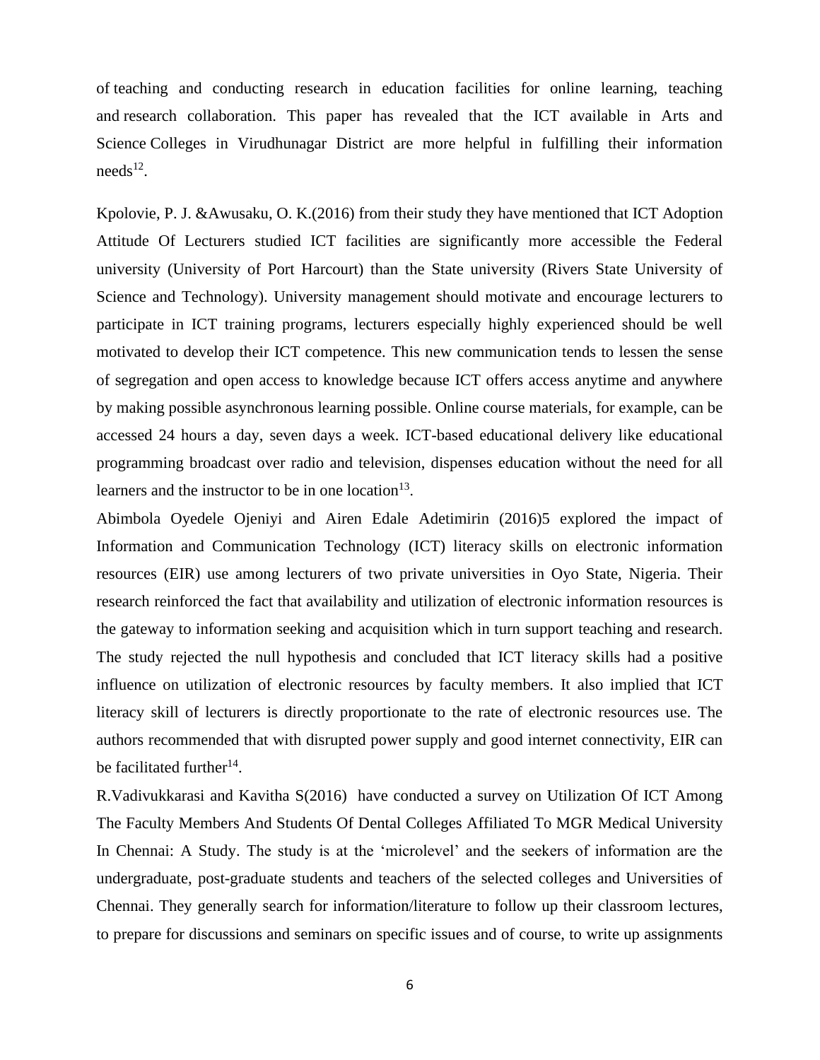of teaching and conducting research in education facilities for online learning, teaching and research collaboration. This paper has revealed that the ICT available in Arts and Science Colleges in Virudhunagar District are more helpful in fulfilling their information needs[12].

Kpolovie, P. J. &Awusaku, O. K.(2016) from their study they have mentioned that ICT Adoption Attitude Of Lecturers studied ICT facilities are significantly more accessible the Federal university (University of Port Harcourt) than the State university (Rivers State University of Science and Technology). University management should motivate and encourage lecturers to participate in ICT training programs, lecturers especially highly experienced should be well motivated to develop their ICT competence. This new communication tends to lessen the sense of segregation and open access to knowledge because ICT offers access anytime and anywhere by making possible asynchronous learning possible. Online course materials, for example, can be accessed 24 hours a day, seven days a week. ICT-based educational delivery like educational programming broadcast over radio and television, dispenses education without the need for all learners and the instructor to be in one location[13].

Abimbola Oyedele Ojeniyi and Airen Edale Adetimirin (2016)5 explored the impact of Information and Communication Technology (ICT) literacy skills on electronic information resources (EIR) use among lecturers of two private universities in Oyo State, Nigeria. Their research reinforced the fact that availability and utilization of electronic information resources is the gateway to information seeking and acquisition which in turn support teaching and research. The study rejected the null hypothesis and concluded that ICT literacy skills had a positive influence on utilization of electronic resources by faculty members. It also implied that ICT literacy skill of lecturers is directly proportionate to the rate of electronic resources use. The authors recommended that with disrupted power supply and good internet connectivity, EIR can be facilitated further[14].

R.Vadivukkarasi and Kavitha S(2016) have conducted a survey on Utilization Of ICT Among The Faculty Members And Students Of Dental Colleges Affiliated To MGR Medical University In Chennai: A Study. The study is at the 'microlevel' and the seekers of information are the undergraduate, post-graduate students and teachers of the selected colleges and Universities of Chennai. They generally search for information/literature to follow up their classroom lectures, to prepare for discussions and seminars on specific issues and of course, to write up assignments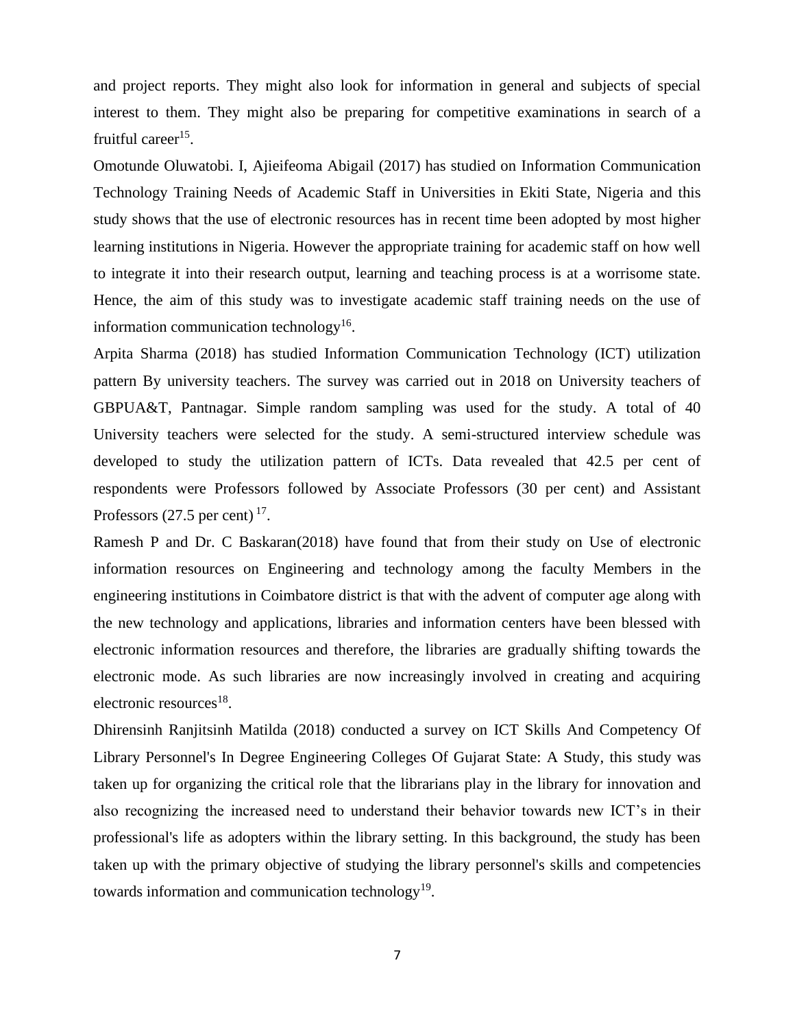and project reports. They might also look for information in general and subjects of special interest to them. They might also be preparing for competitive examinations in search of a fruitful career[15].

Omotunde Oluwatobi. I, Ajieifeoma Abigail (2017) has studied on Information Communication Technology Training Needs of Academic Staff in Universities in Ekiti State, Nigeria and this study shows that the use of electronic resources has in recent time been adopted by most higher learning institutions in Nigeria. However the appropriate training for academic staff on how well to integrate it into their research output, learning and teaching process is at a worrisome state. Hence, the aim of this study was to investigate academic staff training needs on the use of information communication technology[16].

Arpita Sharma (2018) has studied Information Communication Technology (ICT) utilization pattern By university teachers. The survey was carried out in 2018 on University teachers of GBPUA&T, Pantnagar. Simple random sampling was used for the study. A total of 40 University teachers were selected for the study. A semi-structured interview schedule was developed to study the utilization pattern of ICTs. Data revealed that 42.5 per cent of respondents were Professors followed by Associate Professors (30 per cent) and Assistant Professors (27.5 per cent) [17].

Ramesh P and Dr. C Baskaran(2018) have found that from their study on Use of electronic information resources on Engineering and technology among the faculty Members in the engineering institutions in Coimbatore district is that with the advent of computer age along with the new technology and applications, libraries and information centers have been blessed with electronic information resources and therefore, the libraries are gradually shifting towards the electronic mode. As such libraries are now increasingly involved in creating and acquiring electronic resources[18].

Dhirensinh Ranjitsinh Matilda (2018) conducted a survey on ICT Skills And Competency Of Library Personnel's In Degree Engineering Colleges Of Gujarat State: A Study, this study was taken up for organizing the critical role that the librarians play in the library for innovation and also recognizing the increased need to understand their behavior towards new ICT's in their professional's life as adopters within the library setting. In this background, the study has been taken up with the primary objective of studying the library personnel's skills and competencies towards information and communication technology[19].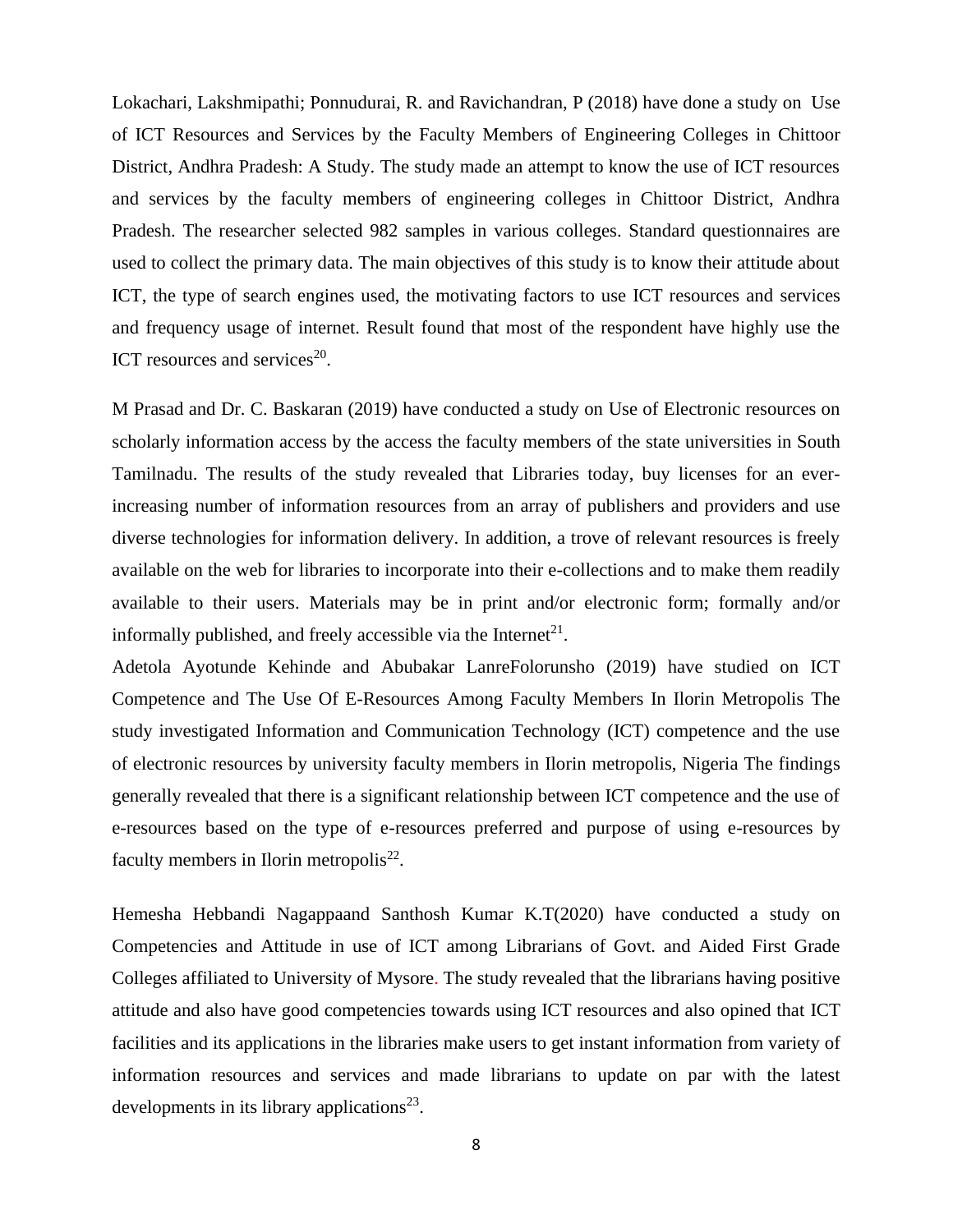Lokachari, Lakshmipathi; Ponnudurai, R. and Ravichandran, P (2018) have done a study on Use of ICT Resources and Services by the Faculty Members of Engineering Colleges in Chittoor District, Andhra Pradesh: A Study. The study made an attempt to know the use of ICT resources and services by the faculty members of engineering colleges in Chittoor District, Andhra Pradesh. The researcher selected 982 samples in various colleges. Standard questionnaires are used to collect the primary data. The main objectives of this study is to know their attitude about ICT, the type of search engines used, the motivating factors to use ICT resources and services and frequency usage of internet. Result found that most of the respondent have highly use the ICT resources and services[20].

M Prasad and Dr. C. Baskaran (2019) have conducted a study on Use of Electronic resources on scholarly information access by the access the faculty members of the state universities in South Tamilnadu. The results of the study revealed that Libraries today, buy licenses for an ever-increasing number of information resources from an array of publishers and providers and use diverse technologies for information delivery. In addition, a trove of relevant resources is freely available on the web for libraries to incorporate into their e-collections and to make them readily available to their users. Materials may be in print and/or electronic form; formally and/or informally published, and freely accessible via the Internet[21].

Adetola Ayotunde Kehinde and Abubakar LanreFolorunsho (2019) have studied on ICT Competence and The Use Of E-Resources Among Faculty Members In Ilorin Metropolis The study investigated Information and Communication Technology (ICT) competence and the use of electronic resources by university faculty members in Ilorin metropolis, Nigeria The findings generally revealed that there is a significant relationship between ICT competence and the use of e-resources based on the type of e-resources preferred and purpose of using e-resources by faculty members in Ilorin metropolis[22].

Hemesha Hebbandi Nagappaand Santhosh Kumar K.T(2020) have conducted a study on Competencies and Attitude in use of ICT among Librarians of Govt. and Aided First Grade Colleges affiliated to University of Mysore. The study revealed that the librarians having positive attitude and also have good competencies towards using ICT resources and also opined that ICT facilities and its applications in the libraries make users to get instant information from variety of information resources and services and made librarians to update on par with the latest developments in its library applications[23].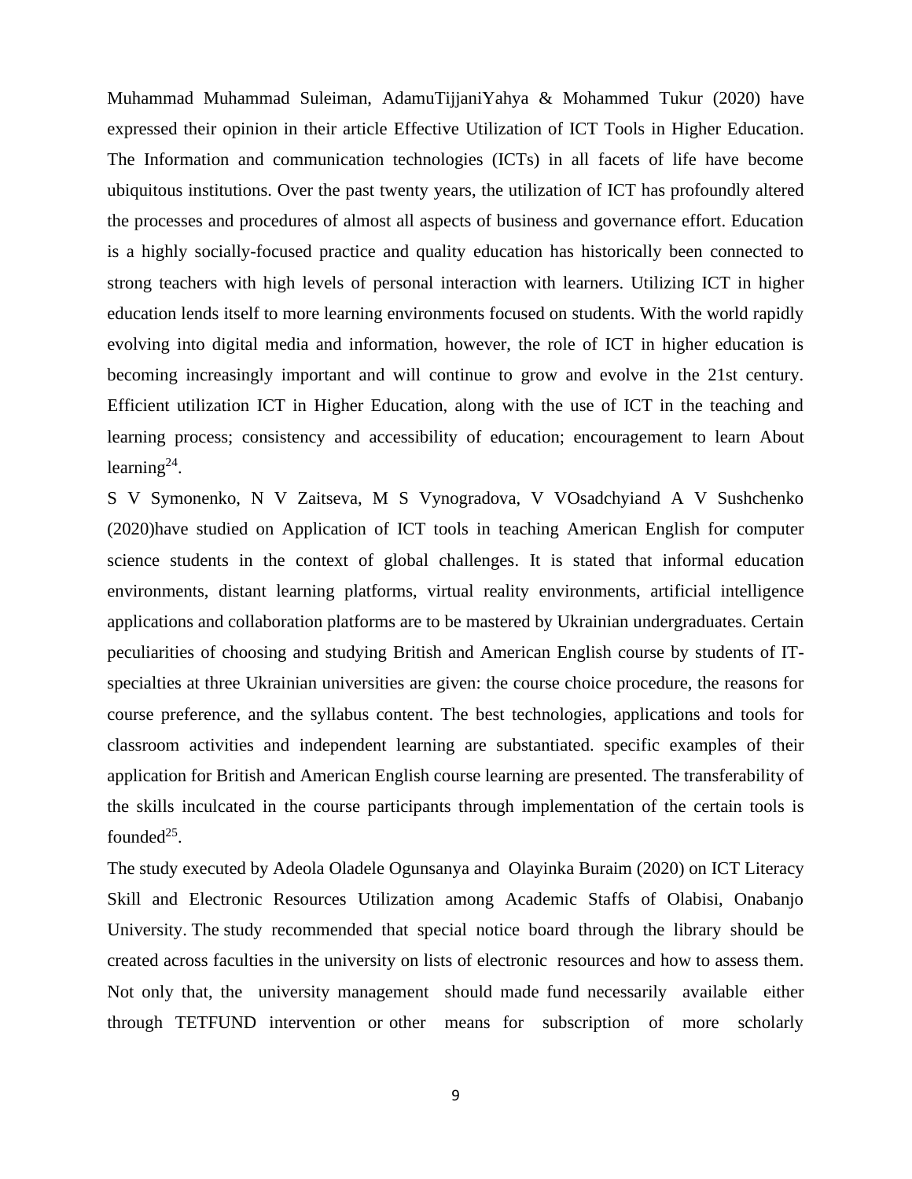Muhammad Muhammad Suleiman, AdamuTijjaniYahya & Mohammed Tukur (2020) have expressed their opinion in their article Effective Utilization of ICT Tools in Higher Education. The Information and communication technologies (ICTs) in all facets of life have become ubiquitous institutions. Over the past twenty years, the utilization of ICT has profoundly altered the processes and procedures of almost all aspects of business and governance effort. Education is a highly socially-focused practice and quality education has historically been connected to strong teachers with high levels of personal interaction with learners. Utilizing ICT in higher education lends itself to more learning environments focused on students. With the world rapidly evolving into digital media and information, however, the role of ICT in higher education is becoming increasingly important and will continue to grow and evolve in the 21st century. Efficient utilization ICT in Higher Education, along with the use of ICT in the teaching and learning process; consistency and accessibility of education; encouragement to learn About learning[24].

S V Symonenko, N V Zaitseva, M S Vynogradova, V VOsadchyiand A V Sushchenko (2020)have studied on Application of ICT tools in teaching American English for computer science students in the context of global challenges. It is stated that informal education environments, distant learning platforms, virtual reality environments, artificial intelligence applications and collaboration platforms are to be mastered by Ukrainian undergraduates. Certain peculiarities of choosing and studying British and American English course by students of IT-specialties at three Ukrainian universities are given: the course choice procedure, the reasons for course preference, and the syllabus content. The best technologies, applications and tools for classroom activities and independent learning are substantiated. specific examples of their application for British and American English course learning are presented. The transferability of the skills inculcated in the course participants through implementation of the certain tools is founded[25].

The study executed by Adeola Oladele Ogunsanya and Olayinka Buraim (2020) on ICT Literacy Skill and Electronic Resources Utilization among Academic Staffs of Olabisi, Onabanjo University. The study recommended that special notice board through the library should be created across faculties in the university on lists of electronic resources and how to assess them. Not only that, the university management should made fund necessarily available either through TETFUND intervention or other means for subscription of more scholarly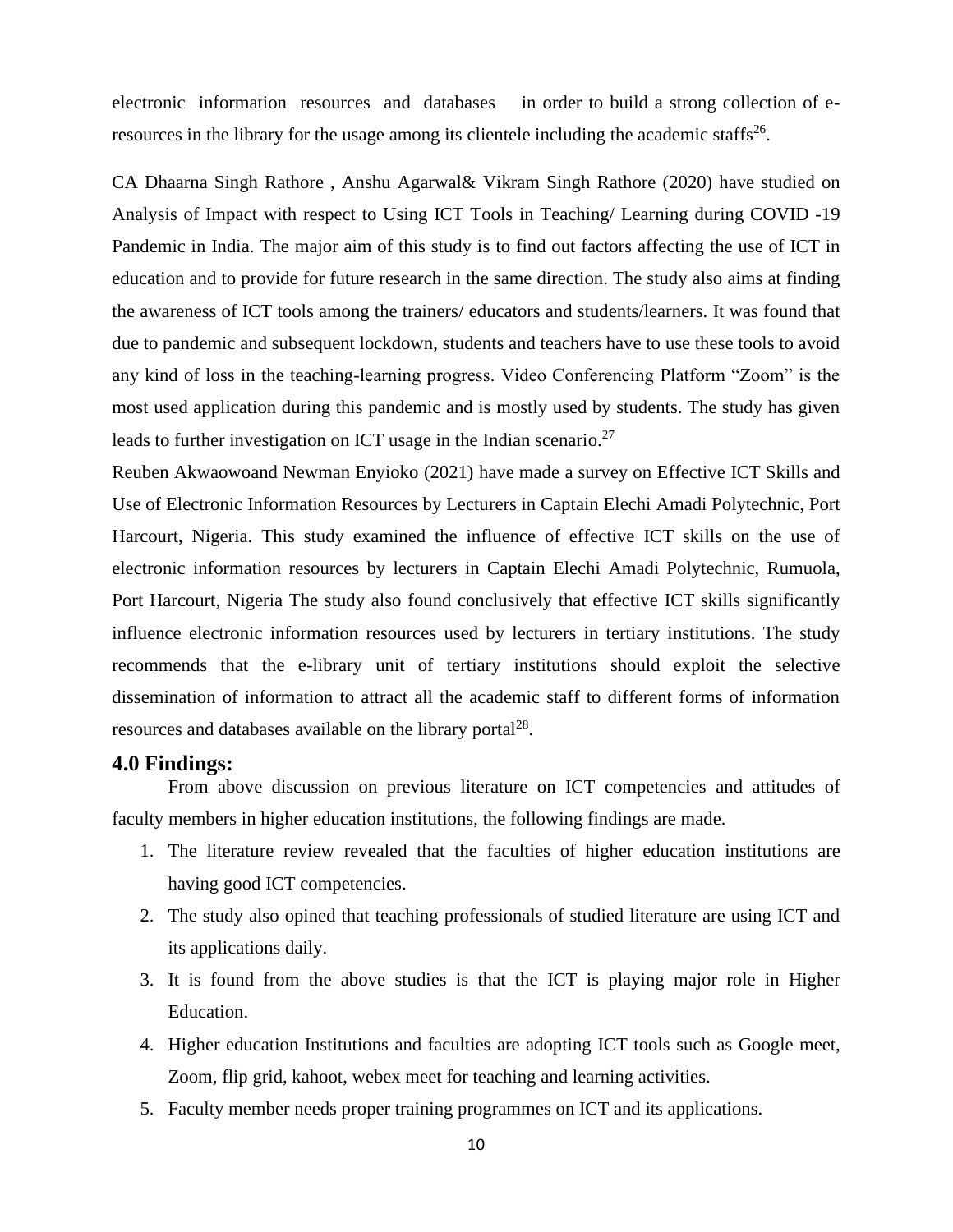electronic information resources and databases in order to build a strong collection of e-resources in the library for the usage among its clientele including the academic staffs[26].

CA Dhaarna Singh Rathore , Anshu Agarwal& Vikram Singh Rathore (2020) have studied on Analysis of Impact with respect to Using ICT Tools in Teaching/ Learning during COVID -19 Pandemic in India. The major aim of this study is to find out factors affecting the use of ICT in education and to provide for future research in the same direction. The study also aims at finding the awareness of ICT tools among the trainers/ educators and students/learners. It was found that due to pandemic and subsequent lockdown, students and teachers have to use these tools to avoid any kind of loss in the teaching-learning progress. Video Conferencing Platform "Zoom" is the most used application during this pandemic and is mostly used by students. The study has given leads to further investigation on ICT usage in the Indian scenario.[27]

Reuben Akwaowoand Newman Enyioko (2021) have made a survey on Effective ICT Skills and Use of Electronic Information Resources by Lecturers in Captain Elechi Amadi Polytechnic, Port Harcourt, Nigeria. This study examined the influence of effective ICT skills on the use of electronic information resources by lecturers in Captain Elechi Amadi Polytechnic, Rumuola, Port Harcourt, Nigeria The study also found conclusively that effective ICT skills significantly influence electronic information resources used by lecturers in tertiary institutions. The study recommends that the e-library unit of tertiary institutions should exploit the selective dissemination of information to attract all the academic staff to different forms of information resources and databases available on the library portal[28].

## 4.0 Findings:

From above discussion on previous literature on ICT competencies and attitudes of faculty members in higher education institutions, the following findings are made.

1. The literature review revealed that the faculties of higher education institutions are having good ICT competencies.
2. The study also opined that teaching professionals of studied literature are using ICT and its applications daily.
3. It is found from the above studies is that the ICT is playing major role in Higher Education.
4. Higher education Institutions and faculties are adopting ICT tools such as Google meet, Zoom, flip grid, kahoot, webex meet for teaching and learning activities.
5. Faculty member needs proper training programmes on ICT and its applications.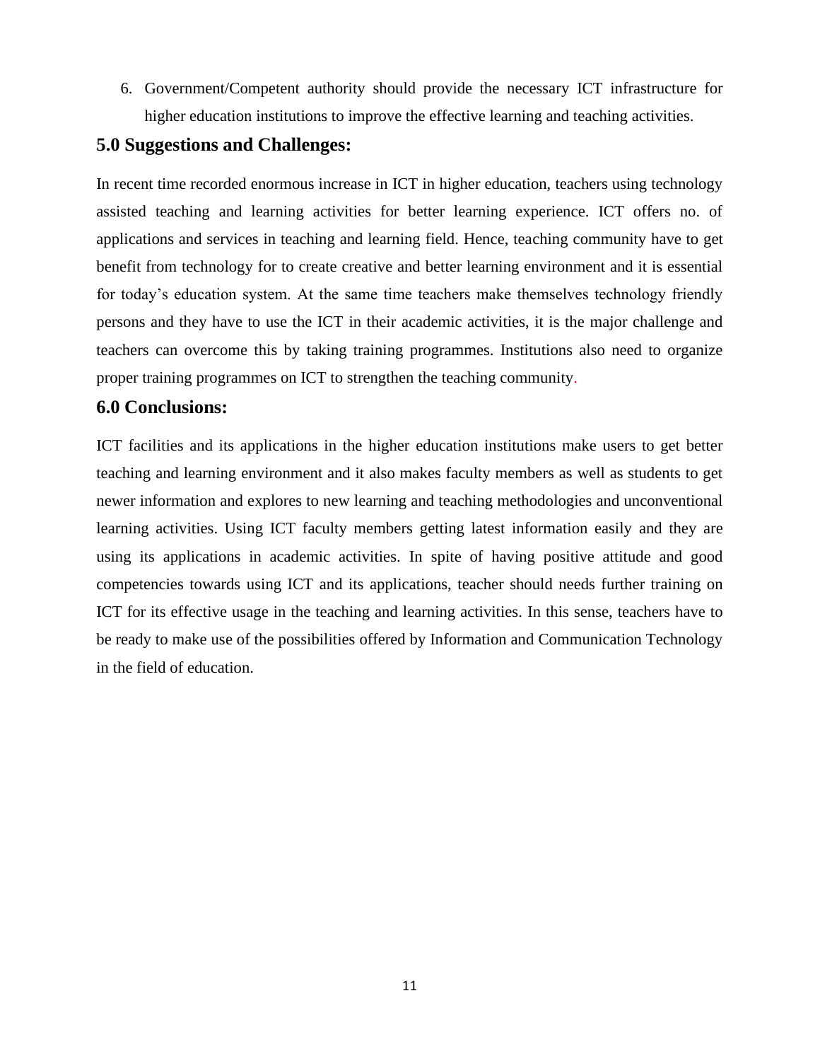6. Government/Competent authority should provide the necessary ICT infrastructure for higher education institutions to improve the effective learning and teaching activities.

## 5.0 Suggestions and Challenges:

In recent time recorded enormous increase in ICT in higher education, teachers using technology assisted teaching and learning activities for better learning experience. ICT offers no. of applications and services in teaching and learning field. Hence, teaching community have to get benefit from technology for to create creative and better learning environment and it is essential for today's education system. At the same time teachers make themselves technology friendly persons and they have to use the ICT in their academic activities, it is the major challenge and teachers can overcome this by taking training programmes. Institutions also need to organize proper training programmes on ICT to strengthen the teaching community.

## 6.0 Conclusions:

ICT facilities and its applications in the higher education institutions make users to get better teaching and learning environment and it also makes faculty members as well as students to get newer information and explores to new learning and teaching methodologies and unconventional learning activities. Using ICT faculty members getting latest information easily and they are using its applications in academic activities. In spite of having positive attitude and good competencies towards using ICT and its applications, teacher should needs further training on ICT for its effective usage in the teaching and learning activities. In this sense, teachers have to be ready to make use of the possibilities offered by Information and Communication Technology in the field of education.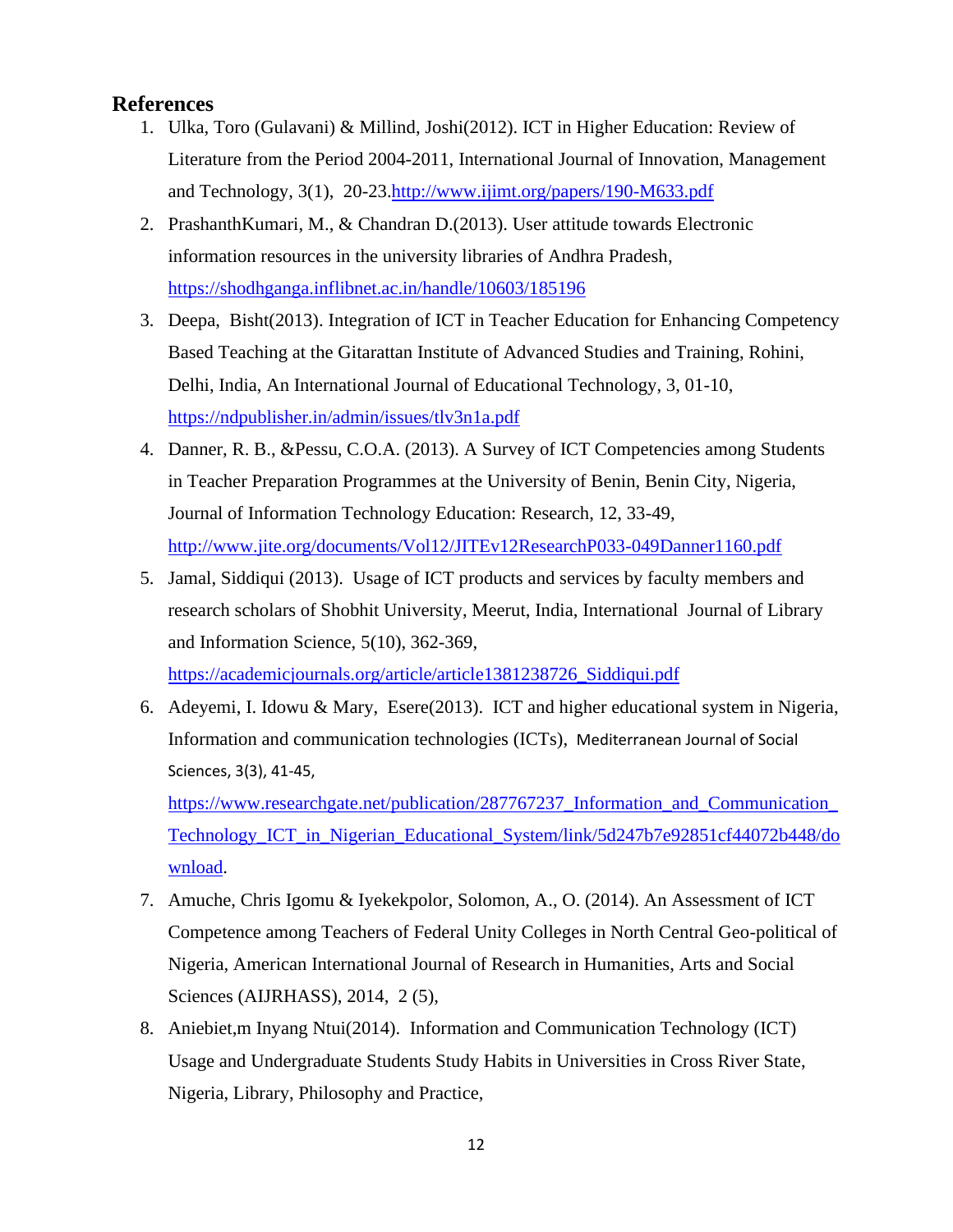## References

1. Ulka, Toro (Gulavani) & Millind, Joshi(2012). ICT in Higher Education: Review of Literature from the Period 2004-2011, International Journal of Innovation, Management and Technology, 3(1), 20-23.http://www.ijimt.org/papers/190-M633.pdf
2. PrashanthKumari, M., & Chandran D.(2013). User attitude towards Electronic information resources in the university libraries of Andhra Pradesh, https://shodhganga.inflibnet.ac.in/handle/10603/185196
3. Deepa, Bisht(2013). Integration of ICT in Teacher Education for Enhancing Competency Based Teaching at the Gitarattan Institute of Advanced Studies and Training, Rohini, Delhi, India, An International Journal of Educational Technology, 3, 01-10, https://ndpublisher.in/admin/issues/tlv3n1a.pdf
4. Danner, R. B., &Pessu, C.O.A. (2013). A Survey of ICT Competencies among Students in Teacher Preparation Programmes at the University of Benin, Benin City, Nigeria, Journal of Information Technology Education: Research, 12, 33-49, http://www.jite.org/documents/Vol12/JITEv12ResearchP033-049Danner1160.pdf
5. Jamal, Siddiqui (2013). Usage of ICT products and services by faculty members and research scholars of Shobhit University, Meerut, India, International Journal of Library and Information Science, 5(10), 362-369, https://academicjournals.org/article/article1381238726_Siddiqui.pdf
6. Adeyemi, I. Idowu & Mary, Esere(2013). ICT and higher educational system in Nigeria, Information and communication technologies (ICTs), Mediterranean Journal of Social Sciences, 3(3), 41-45, https://www.researchgate.net/publication/287767237_Information_and_Communication_Technology_ICT_in_Nigerian_Educational_System/link/5d247b7e92851cf44072b448/download.
7. Amuche, Chris Igomu & Iyekekpolor, Solomon, A., O. (2014). An Assessment of ICT Competence among Teachers of Federal Unity Colleges in North Central Geo-political of Nigeria, American International Journal of Research in Humanities, Arts and Social Sciences (AIJRHASS), 2014, 2 (5),
8. Aniebiet,m Inyang Ntui(2014). Information and Communication Technology (ICT) Usage and Undergraduate Students Study Habits in Universities in Cross River State, Nigeria, Library, Philosophy and Practice,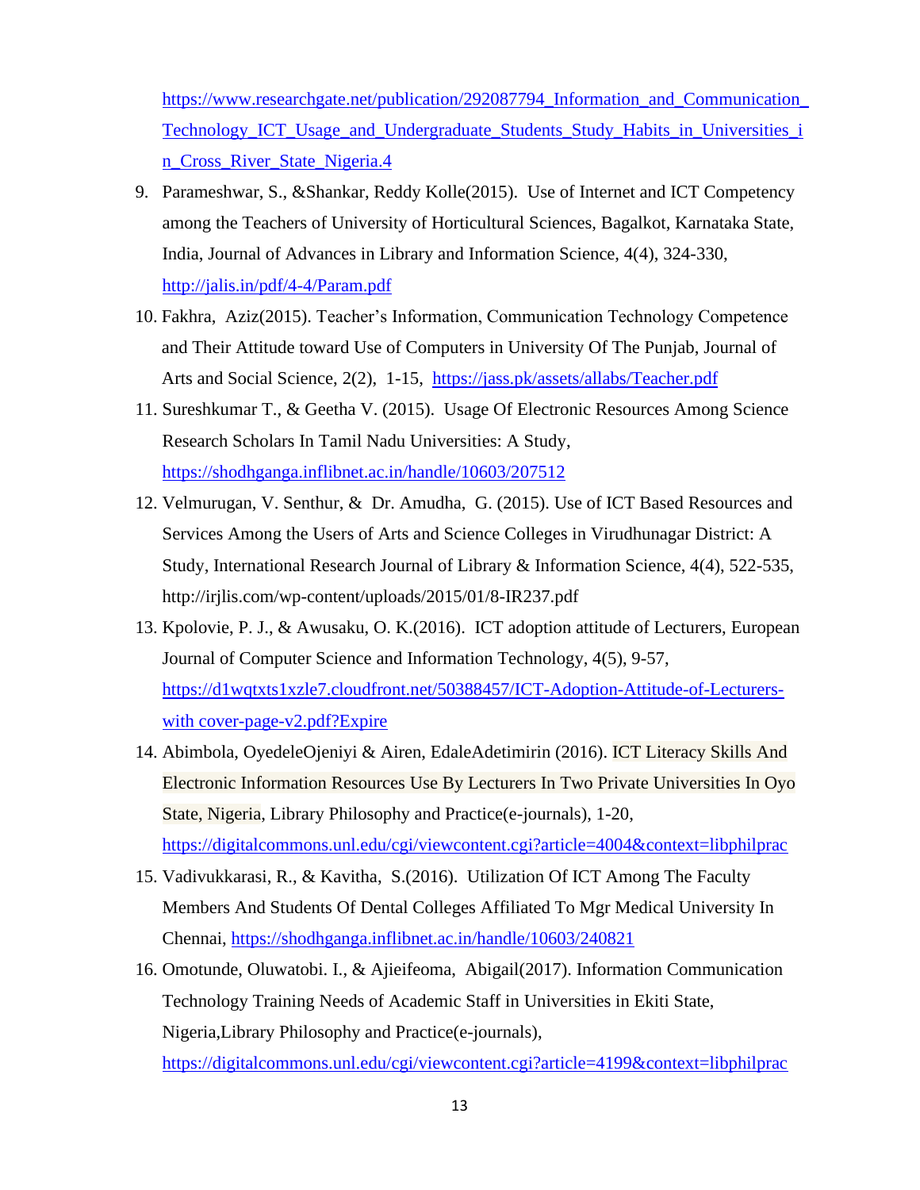https://www.researchgate.net/publication/292087794_Information_and_Communication_Technology_ICT_Usage_and_Undergraduate_Students_Study_Habits_in_Universities_in_Cross_River_State_Nigeria.4

9. Parameshwar, S., &Shankar, Reddy Kolle(2015). Use of Internet and ICT Competency among the Teachers of University of Horticultural Sciences, Bagalkot, Karnataka State, India, Journal of Advances in Library and Information Science, 4(4), 324-330, http://jalis.in/pdf/4-4/Param.pdf
10. Fakhra, Aziz(2015). Teacher's Information, Communication Technology Competence and Their Attitude toward Use of Computers in University Of The Punjab, Journal of Arts and Social Science, 2(2), 1-15, https://jass.pk/assets/allabs/Teacher.pdf
11. Sureshkumar T., & Geetha V. (2015). Usage Of Electronic Resources Among Science Research Scholars In Tamil Nadu Universities: A Study, https://shodhganga.inflibnet.ac.in/handle/10603/207512
12. Velmurugan, V. Senthur, & Dr. Amudha, G. (2015). Use of ICT Based Resources and Services Among the Users of Arts and Science Colleges in Virudhunagar District: A Study, International Research Journal of Library & Information Science, 4(4), 522-535, http://irjlis.com/wp-content/uploads/2015/01/8-IR237.pdf
13. Kpolovie, P. J., & Awusaku, O. K.(2016). ICT adoption attitude of Lecturers, European Journal of Computer Science and Information Technology, 4(5), 9-57, https://d1wqtxts1xzle7.cloudfront.net/50388457/ICT-Adoption-Attitude-of-Lecturers-with cover-page-v2.pdf?Expire
14. Abimbola, OyedeleOjeniyi & Airen, EdaleAdetimirin (2016). ICT Literacy Skills And Electronic Information Resources Use By Lecturers In Two Private Universities In Oyo State, Nigeria, Library Philosophy and Practice(e-journals), 1-20, https://digitalcommons.unl.edu/cgi/viewcontent.cgi?article=4004&context=libphilprac
15. Vadivukkarasi, R., & Kavitha, S.(2016). Utilization Of ICT Among The Faculty Members And Students Of Dental Colleges Affiliated To Mgr Medical University In Chennai, https://shodhganga.inflibnet.ac.in/handle/10603/240821
16. Omotunde, Oluwatobi. I., & Ajieifeoma, Abigail(2017). Information Communication Technology Training Needs of Academic Staff in Universities in Ekiti State, Nigeria,Library Philosophy and Practice(e-journals), https://digitalcommons.unl.edu/cgi/viewcontent.cgi?article=4199&context=libphilprac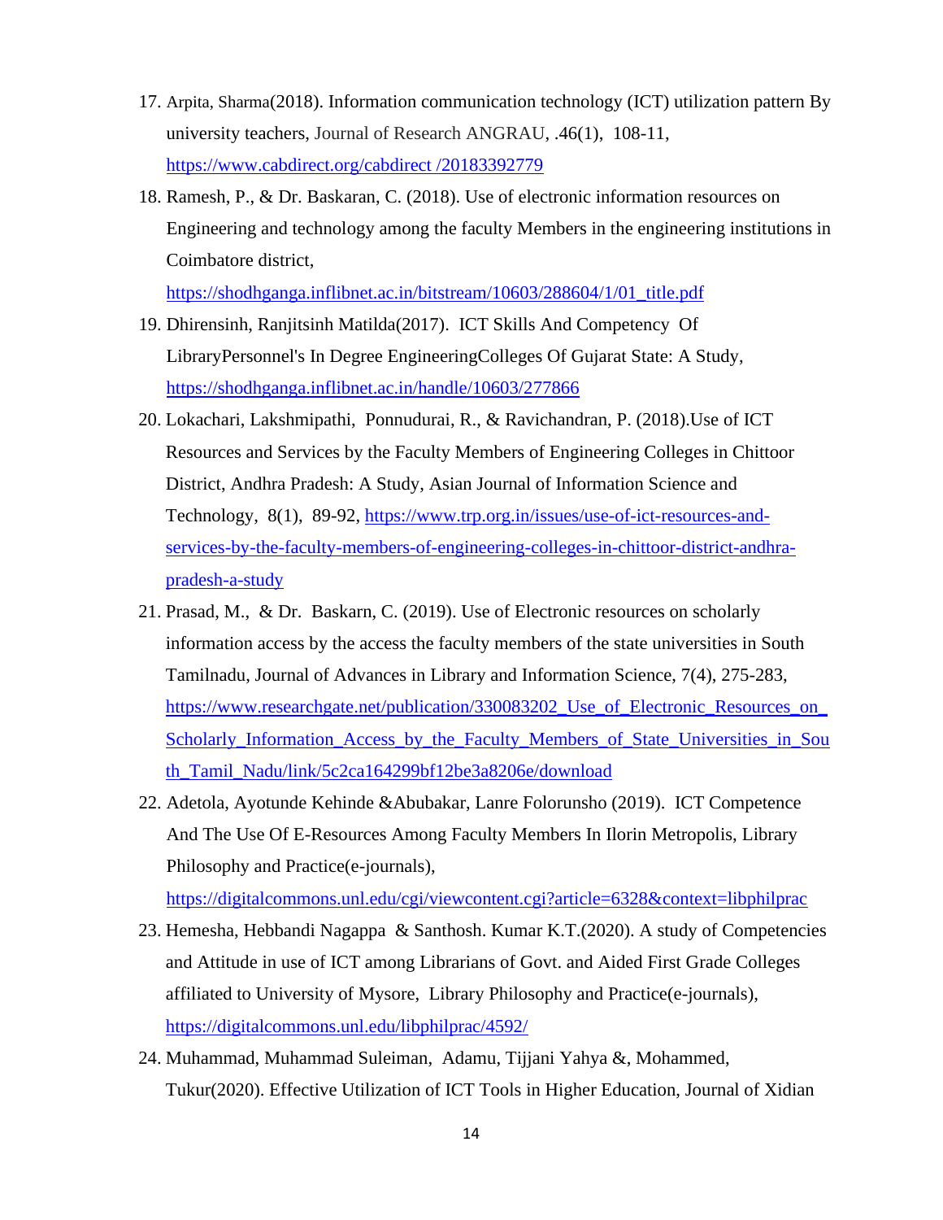17. Arpita, Sharma(2018). Information communication technology (ICT) utilization pattern By university teachers, Journal of Research ANGRAU, .46(1), 108-11, https://www.cabdirect.org/cabdirect /20183392779
18. Ramesh, P., & Dr. Baskaran, C. (2018). Use of electronic information resources on Engineering and technology among the faculty Members in the engineering institutions in Coimbatore district, https://shodhganga.inflibnet.ac.in/bitstream/10603/288604/1/01_title.pdf
19. Dhirensinh, Ranjitsinh Matilda(2017). ICT Skills And Competency Of LibraryPersonnel's In Degree EngineeringColleges Of Gujarat State: A Study, https://shodhganga.inflibnet.ac.in/handle/10603/277866
20. Lokachari, Lakshmipathi, Ponnudurai, R., & Ravichandran, P. (2018).Use of ICT Resources and Services by the Faculty Members of Engineering Colleges in Chittoor District, Andhra Pradesh: A Study, Asian Journal of Information Science and Technology, 8(1), 89-92, https://www.trp.org.in/issues/use-of-ict-resources-and-services-by-the-faculty-members-of-engineering-colleges-in-chittoor-district-andhra-pradesh-a-study
21. Prasad, M., & Dr. Baskarn, C. (2019). Use of Electronic resources on scholarly information access by the access the faculty members of the state universities in South Tamilnadu, Journal of Advances in Library and Information Science, 7(4), 275-283, https://www.researchgate.net/publication/330083202_Use_of_Electronic_Resources_on_Scholarly_Information_Access_by_the_Faculty_Members_of_State_Universities_in_South_Tamil_Nadu/link/5c2ca164299bf12be3a8206e/download
22. Adetola, Ayotunde Kehinde &Abubakar, Lanre Folorunsho (2019). ICT Competence And The Use Of E-Resources Among Faculty Members In Ilorin Metropolis, Library Philosophy and Practice(e-journals), https://digitalcommons.unl.edu/cgi/viewcontent.cgi?article=6328&context=libphilprac
23. Hemesha, Hebbandi Nagappa & Santhosh. Kumar K.T.(2020). A study of Competencies and Attitude in use of ICT among Librarians of Govt. and Aided First Grade Colleges affiliated to University of Mysore, Library Philosophy and Practice(e-journals), https://digitalcommons.unl.edu/libphilprac/4592/
24. Muhammad, Muhammad Suleiman, Adamu, Tijjani Yahya &, Mohammed, Tukur(2020). Effective Utilization of ICT Tools in Higher Education, Journal of Xidian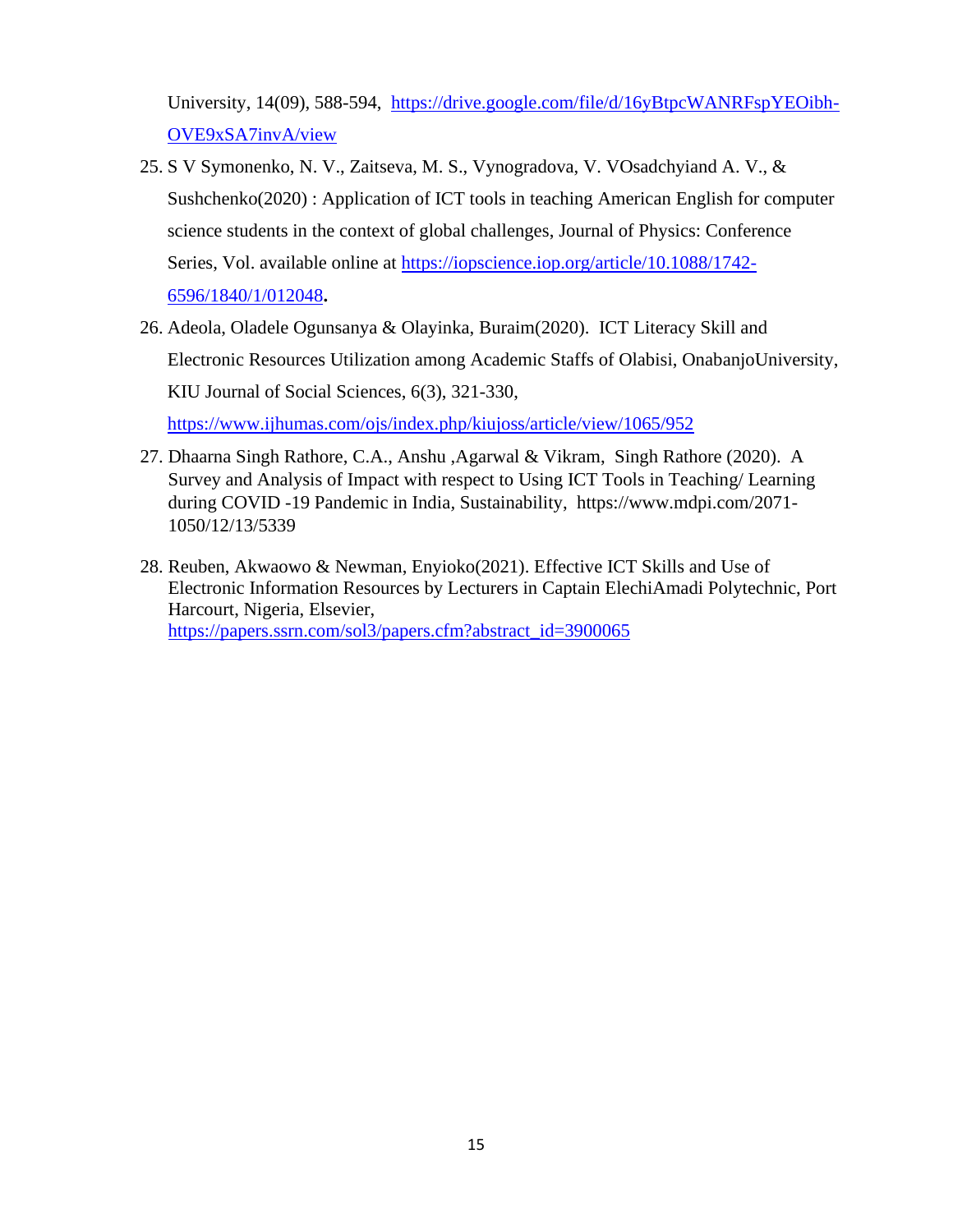University, 14(09), 588-594, https://drive.google.com/file/d/16yBtpcWANRFspYEOibh-OVE9xSA7invA/view

25. S V Symonenko, N. V., Zaitseva, M. S., Vynogradova, V. VOsadchyiand A. V., & Sushchenko(2020) : Application of ICT tools in teaching American English for computer science students in the context of global challenges, Journal of Physics: Conference Series, Vol. available online at https://iopscience.iop.org/article/10.1088/1742-6596/1840/1/012048**.**
26. Adeola, Oladele Ogunsanya & Olayinka, Buraim(2020). ICT Literacy Skill and Electronic Resources Utilization among Academic Staffs of Olabisi, OnabanjoUniversity, KIU Journal of Social Sciences, 6(3), 321-330, https://www.ijhumas.com/ojs/index.php/kiujoss/article/view/1065/952
27. Dhaarna Singh Rathore, C.A., Anshu ,Agarwal & Vikram, Singh Rathore (2020). A Survey and Analysis of Impact with respect to Using ICT Tools in Teaching/ Learning during COVID -19 Pandemic in India, Sustainability, https://www.mdpi.com/2071-1050/12/13/5339
28. Reuben, Akwaowo & Newman, Enyioko(2021). Effective ICT Skills and Use of Electronic Information Resources by Lecturers in Captain ElechiAmadi Polytechnic, Port Harcourt, Nigeria, Elsevier, https://papers.ssrn.com/sol3/papers.cfm?abstract_id=3900065